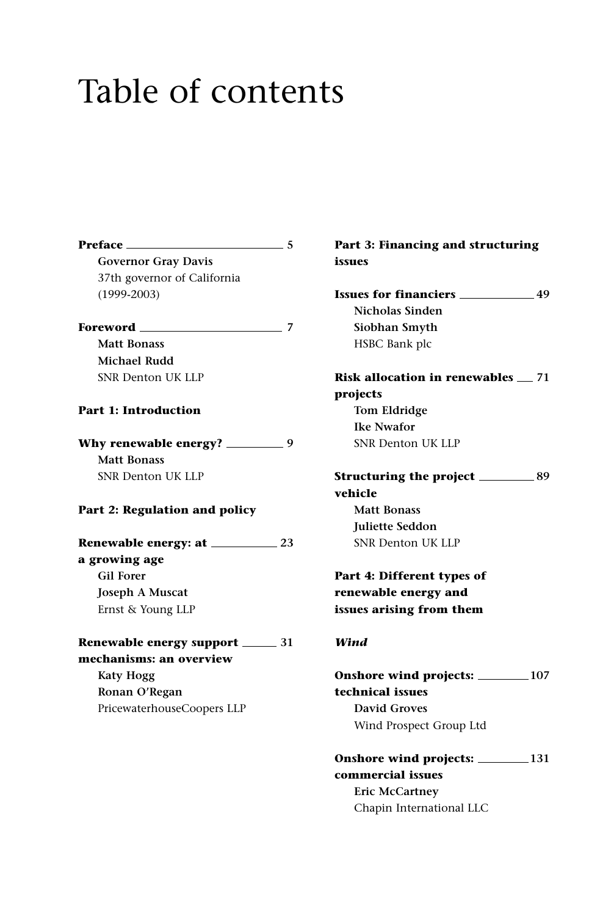# Table of contents

**Preface** — **5**
**Governor Gray Davis**
37th governor of California
(1999-2003)

**Foreword** — **7**
**Matt Bonass**
**Michael Rudd**
SNR Denton UK LLP

**Part 1: Introduction**

**Why renewable energy?** — **9**
**Matt Bonass**
SNR Denton UK LLP

**Part 2: Regulation and policy**

**Renewable energy: at a growing age** — **23**
**Gil Forer**
**Joseph A Muscat**
Ernst & Young LLP

**Renewable energy support mechanisms: an overview** — **31**
**Katy Hogg**
**Ronan O'Regan**
PricewaterhouseCoopers LLP

**Part 3: Financing and structuring issues**

**Issues for financiers** — **49**
**Nicholas Sinden**
**Siobhan Smyth**
HSBC Bank plc

**Risk allocation in renewables projects** — **71**
**Tom Eldridge**
**Ike Nwafor**
SNR Denton UK LLP

**Structuring the project vehicle** — **89**
**Matt Bonass**
**Juliette Seddon**
SNR Denton UK LLP

**Part 4: Different types of renewable energy and issues arising from them**

***Wind***

**Onshore wind projects: technical issues** — **107**
**David Groves**
Wind Prospect Group Ltd

**Onshore wind projects: commercial issues** — **131**
**Eric McCartney**
Chapin International LLC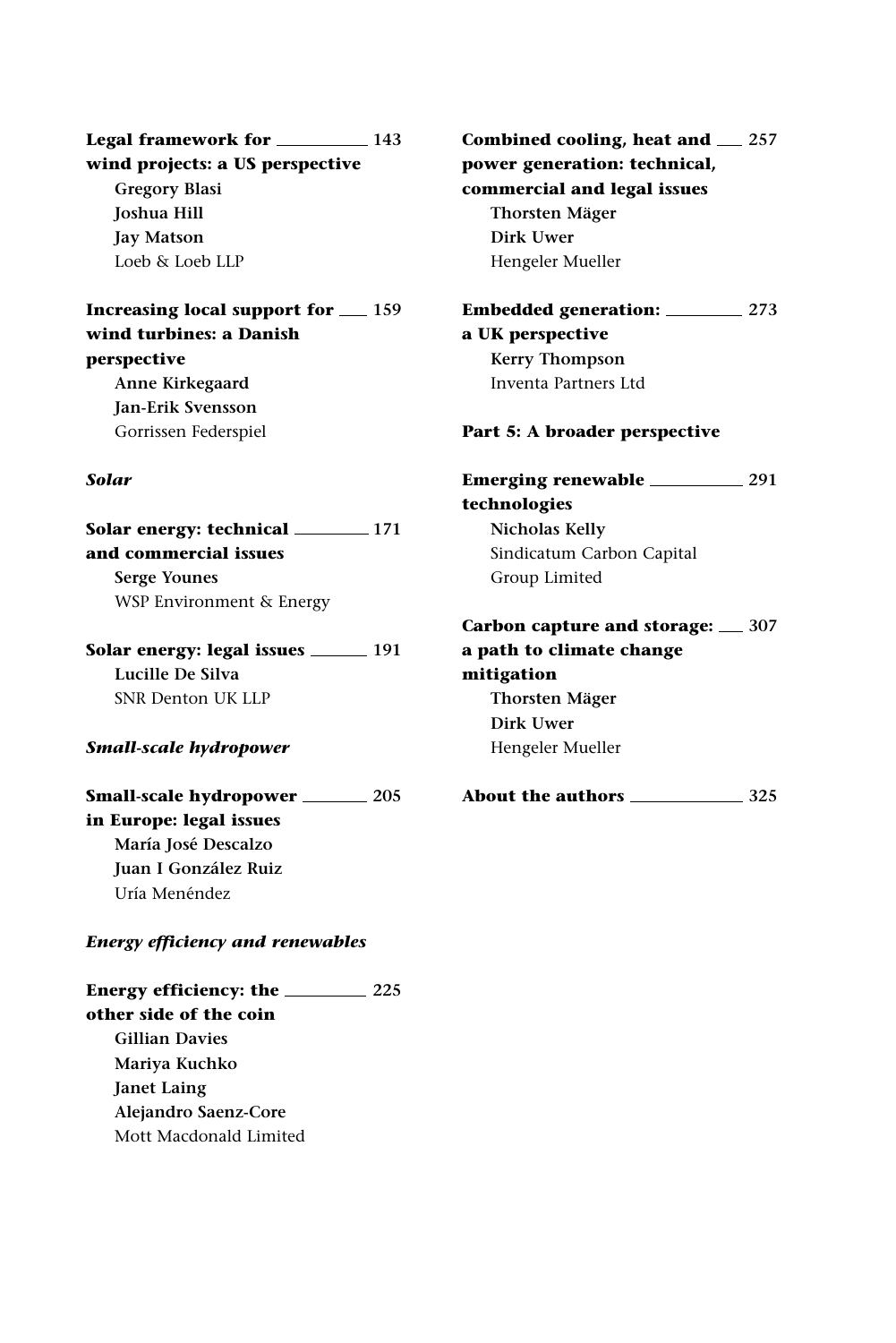**Legal framework for wind projects: a US perspective** — 143
Gregory Blasi
Joshua Hill
Jay Matson
Loeb & Loeb LLP

**Increasing local support for wind turbines: a Danish perspective** — 159
Anne Kirkegaard
Jan-Erik Svensson
Gorrissen Federspiel

***Solar***

**Solar energy: technical and commercial issues** — 171
Serge Younes
WSP Environment & Energy

**Solar energy: legal issues** — 191
Lucille De Silva
SNR Denton UK LLP

***Small-scale hydropower***

**Small-scale hydropower in Europe: legal issues** — 205
María José Descalzo
Juan I González Ruiz
Uría Menéndez

***Energy efficiency and renewables***

**Energy efficiency: the other side of the coin** — 225
Gillian Davies
Mariya Kuchko
Janet Laing
Alejandro Saenz-Core
Mott Macdonald Limited

**Combined cooling, heat and power generation: technical, commercial and legal issues** — 257
Thorsten Mäger
Dirk Uwer
Hengeler Mueller

**Embedded generation: a UK perspective** — 273
Kerry Thompson
Inventa Partners Ltd

**Part 5: A broader perspective**

**Emerging renewable technologies** — 291
Nicholas Kelly
Sindicatum Carbon Capital Group Limited

**Carbon capture and storage: a path to climate change mitigation** — 307
Thorsten Mäger
Dirk Uwer
Hengeler Mueller

**About the authors** — 325